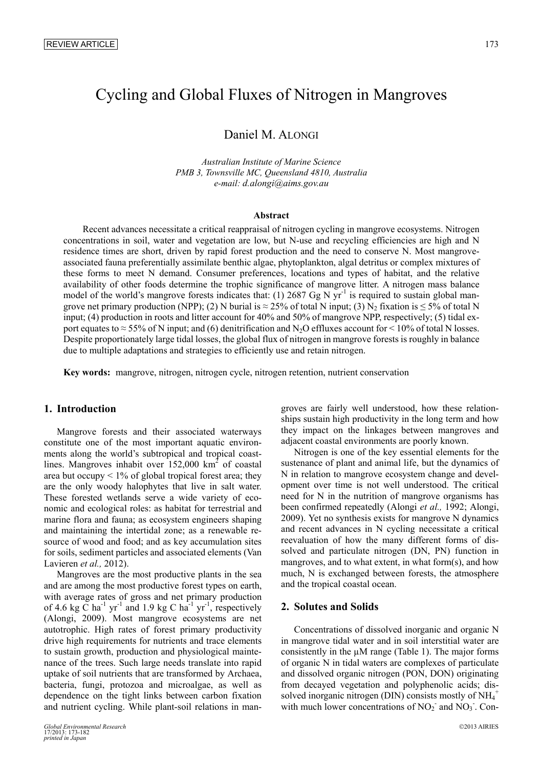REVIEW ARTICLE

# Cycling and Global Fluxes of Nitrogen in Mangroves

Daniel M. ALONGI

*Australian Institute of Marine Science*
*PMB 3, Townsville MC, Queensland 4810, Australia*
*e-mail: d.alongi@aims.gov.au*

### Abstract

Recent advances necessitate a critical reappraisal of nitrogen cycling in mangrove ecosystems. Nitrogen concentrations in soil, water and vegetation are low, but N-use and recycling efficiencies are high and N residence times are short, driven by rapid forest production and the need to conserve N. Most mangrove-associated fauna preferentially assimilate benthic algae, phytoplankton, algal detritus or complex mixtures of these forms to meet N demand. Consumer preferences, locations and types of habitat, and the relative availability of other foods determine the trophic significance of mangrove litter. A nitrogen mass balance model of the world's mangrove forests indicates that: (1) 2687 Gg N $yr^{-1}$ is required to sustain global mangrove net primary production (NPP); (2) N burial is ≈ 25% of total N input; (3) $N_2$ fixation is ≤ 5% of total N input; (4) production in roots and litter account for 40% and 50% of mangrove NPP, respectively; (5) tidal export equates to ≈ 55% of N input; and (6) denitrification and $N_2O$ effluxes account for < 10% of total N losses. Despite proportionately large tidal losses, the global flux of nitrogen in mangrove forests is roughly in balance due to multiple adaptations and strategies to efficiently use and retain nitrogen.

**Key words:** mangrove, nitrogen, nitrogen cycle, nitrogen retention, nutrient conservation

## 1. Introduction

Mangrove forests and their associated waterways constitute one of the most important aquatic environments along the world's subtropical and tropical coastlines. Mangroves inhabit over 152,000 $km^2$ of coastal area but occupy < 1% of global tropical forest area; they are the only woody halophytes that live in salt water. These forested wetlands serve a wide variety of economic and ecological roles: as habitat for terrestrial and marine flora and fauna; as ecosystem engineers shaping and maintaining the intertidal zone; as a renewable resource of wood and food; and as key accumulation sites for soils, sediment particles and associated elements (Van Lavieren *et al.,* 2012).

Mangroves are the most productive plants in the sea and are among the most productive forest types on earth, with average rates of gross and net primary production of 4.6 kg C $ha^{-1}$ $yr^{-1}$ and 1.9 kg C $ha^{-1}$ $yr^{-1}$, respectively (Alongi, 2009). Most mangrove ecosystems are net autotrophic. High rates of forest primary productivity drive high requirements for nutrients and trace elements to sustain growth, production and physiological maintenance of the trees. Such large needs translate into rapid uptake of soil nutrients that are transformed by Archaea, bacteria, fungi, protozoa and microalgae, as well as dependence on the tight links between carbon fixation and nutrient cycling. While plant-soil relations in mangroves are fairly well understood, how these relationships sustain high productivity in the long term and how they impact on the linkages between mangroves and adjacent coastal environments are poorly known.

Nitrogen is one of the key essential elements for the sustenance of plant and animal life, but the dynamics of N in relation to mangrove ecosystem change and development over time is not well understood. The critical need for N in the nutrition of mangrove organisms has been confirmed repeatedly (Alongi *et al.,* 1992; Alongi, 2009). Yet no synthesis exists for mangrove N dynamics and recent advances in N cycling necessitate a critical reevaluation of how the many different forms of dissolved and particulate nitrogen (DN, PN) function in mangroves, and to what extent, in what form(s), and how much, N is exchanged between forests, the atmosphere and the tropical coastal ocean.

## 2. Solutes and Solids

Concentrations of dissolved inorganic and organic N in mangrove tidal water and in soil interstitial water are consistently in the µM range (Table 1). The major forms of organic N in tidal waters are complexes of particulate and dissolved organic nitrogen (PON, DON) originating from decayed vegetation and polyphenolic acids; dissolved inorganic nitrogen (DIN) consists mostly of $NH_4^+$ with much lower concentrations of $NO_2^-$ and $NO_3^-$. Con-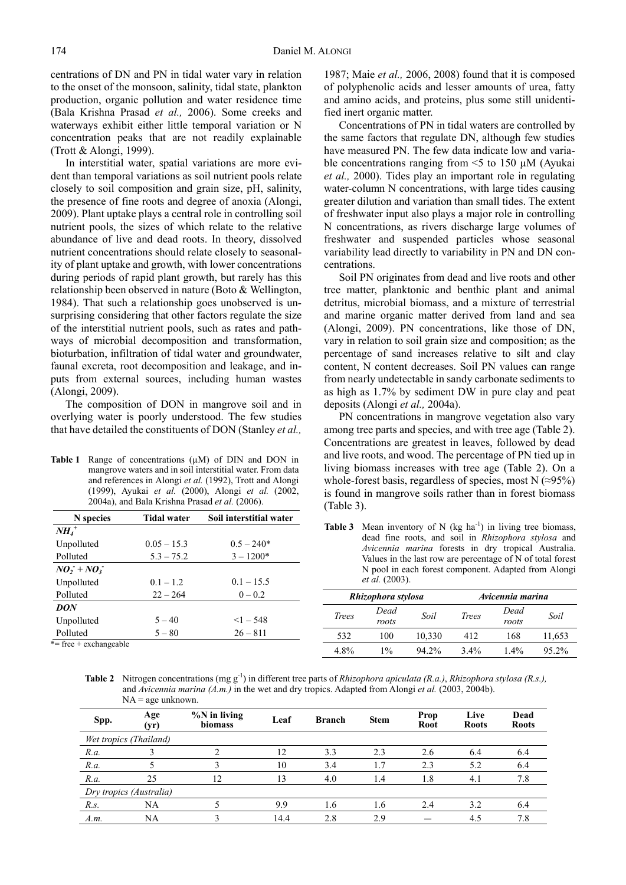centrations of DN and PN in tidal water vary in relation to the onset of the monsoon, salinity, tidal state, plankton production, organic pollution and water residence time (Bala Krishna Prasad *et al.,* 2006). Some creeks and waterways exhibit either little temporal variation or N concentration peaks that are not readily explainable (Trott & Alongi, 1999).

In interstitial water, spatial variations are more evident than temporal variations as soil nutrient pools relate closely to soil composition and grain size, pH, salinity, the presence of fine roots and degree of anoxia (Alongi, 2009). Plant uptake plays a central role in controlling soil nutrient pools, the sizes of which relate to the relative abundance of live and dead roots. In theory, dissolved nutrient concentrations should relate closely to seasonality of plant uptake and growth, with lower concentrations during periods of rapid plant growth, but rarely has this relationship been observed in nature (Boto & Wellington, 1984). That such a relationship goes unobserved is unsurprising considering that other factors regulate the size of the interstitial nutrient pools, such as rates and pathways of microbial decomposition and transformation, bioturbation, infiltration of tidal water and groundwater, faunal excreta, root decomposition and leakage, and inputs from external sources, including human wastes (Alongi, 2009).

The composition of DON in mangrove soil and in overlying water is poorly understood. The few studies that have detailed the constituents of DON (Stanley *et al.,* 1987; Maie *et al.,* 2006, 2008) found that it is composed of polyphenolic acids and lesser amounts of urea, fatty and amino acids, and proteins, plus some still unidentified inert organic matter.

**Table 1** Range of concentrations (μM) of DIN and DON in mangrove waters and in soil interstitial water. From data and references in Alongi *et al.* (1992), Trott and Alongi (1999), Ayukai *et al.* (2000), Alongi *et al.* (2002, 2004a), and Bala Krishna Prasad *et al.* (2006).

| N species | Tidal water | Soil interstitial water |
|---|---|---|
| ***$NH_4^+$*** | | |
| Unpolluted | 0.05 – 15.3 | 0.5 – 240* |
| Polluted | 5.3 – 75.2 | 3 – 1200* |
| ***$NO_2^- + NO_3^-$*** | | |
| Unpolluted | 0.1 – 1.2 | 0.1 – 15.5 |
| Polluted | 22 – 264 | 0 – 0.2 |
| ***DON*** | | |
| Unpolluted | 5 – 40 | <1 – 548 |
| Polluted | 5 – 80 | 26 – 811 |

*= free + exchangeable

Concentrations of PN in tidal waters are controlled by the same factors that regulate DN, although few studies have measured PN. The few data indicate low and variable concentrations ranging from <5 to 150 μM (Ayukai *et al.,* 2000). Tides play an important role in regulating water-column N concentrations, with large tides causing greater dilution and variation than small tides. The extent of freshwater input also plays a major role in controlling N concentrations, as rivers discharge large volumes of freshwater and suspended particles whose seasonal variability lead directly to variability in PN and DN concentrations.

Soil PN originates from dead and live roots and other tree matter, planktonic and benthic plant and animal detritus, microbial biomass, and a mixture of terrestrial and marine organic matter derived from land and sea (Alongi, 2009). PN concentrations, like those of DN, vary in relation to soil grain size and composition; as the percentage of sand increases relative to silt and clay content, N content decreases. Soil PN values can range from nearly undetectable in sandy carbonate sediments to as high as 1.7% by sediment DW in pure clay and peat deposits (Alongi *et al.,* 2004a).

PN concentrations in mangrove vegetation also vary among tree parts and species, and with tree age (Table 2). Concentrations are greatest in leaves, followed by dead and live roots, and wood. The percentage of PN tied up in living biomass increases with tree age (Table 2). On a whole-forest basis, regardless of species, most N (≈95%) is found in mangrove soils rather than in forest biomass (Table 3).

**Table 3** Mean inventory of N (kg ha$^{-1}$) in living tree biomass, dead fine roots, and soil in *Rhizophora stylosa* and *Avicennia marina* forests in dry tropical Australia. Values in the last row are percentage of N of total forest N pool in each forest component. Adapted from Alongi *et al.* (2003).

| ***Rhizophora stylosa*** | | | ***Avicennia marina*** | | |
|---|---|---|---|---|---|
| *Trees* | *Dead roots* | *Soil* | *Trees* | *Dead roots* | *Soil* |
| 532 | 100 | 10,330 | 412 | 168 | 11,653 |
| 4.8% | 1% | 94.2% | 3.4% | 1.4% | 95.2% |

**Table 2** Nitrogen concentrations (mg g$^{-1}$) in different tree parts of *Rhizophora apiculata (R.a.)*, *Rhizophora stylosa (R.s.),* and *Avicennia marina (A.m.)* in the wet and dry tropics. Adapted from Alongi *et al.* (2003, 2004b). NA = age unknown.

| Spp. | Age (yr) | %N in living biomass | Leaf | Branch | Stem | Prop Root | Live Roots | Dead Roots |
|---|---|---|---|---|---|---|---|---|
| *Wet tropics (Thailand)* | | | | | | | | |
| *R.a.* | 3 | 2 | 12 | 3.3 | 2.3 | 2.6 | 6.4 | 6.4 |
| *R.a.* | 5 | 3 | 10 | 3.4 | 1.7 | 2.3 | 5.2 | 6.4 |
| *R.a.* | 25 | 12 | 13 | 4.0 | 1.4 | 1.8 | 4.1 | 7.8 |
| *Dry tropics (Australia)* | | | | | | | | |
| *R.s.* | NA | 5 | 9.9 | 1.6 | 1.6 | 2.4 | 3.2 | 6.4 |
| *A.m.* | NA | 3 | 14.4 | 2.8 | 2.9 | — | 4.5 | 7.8 |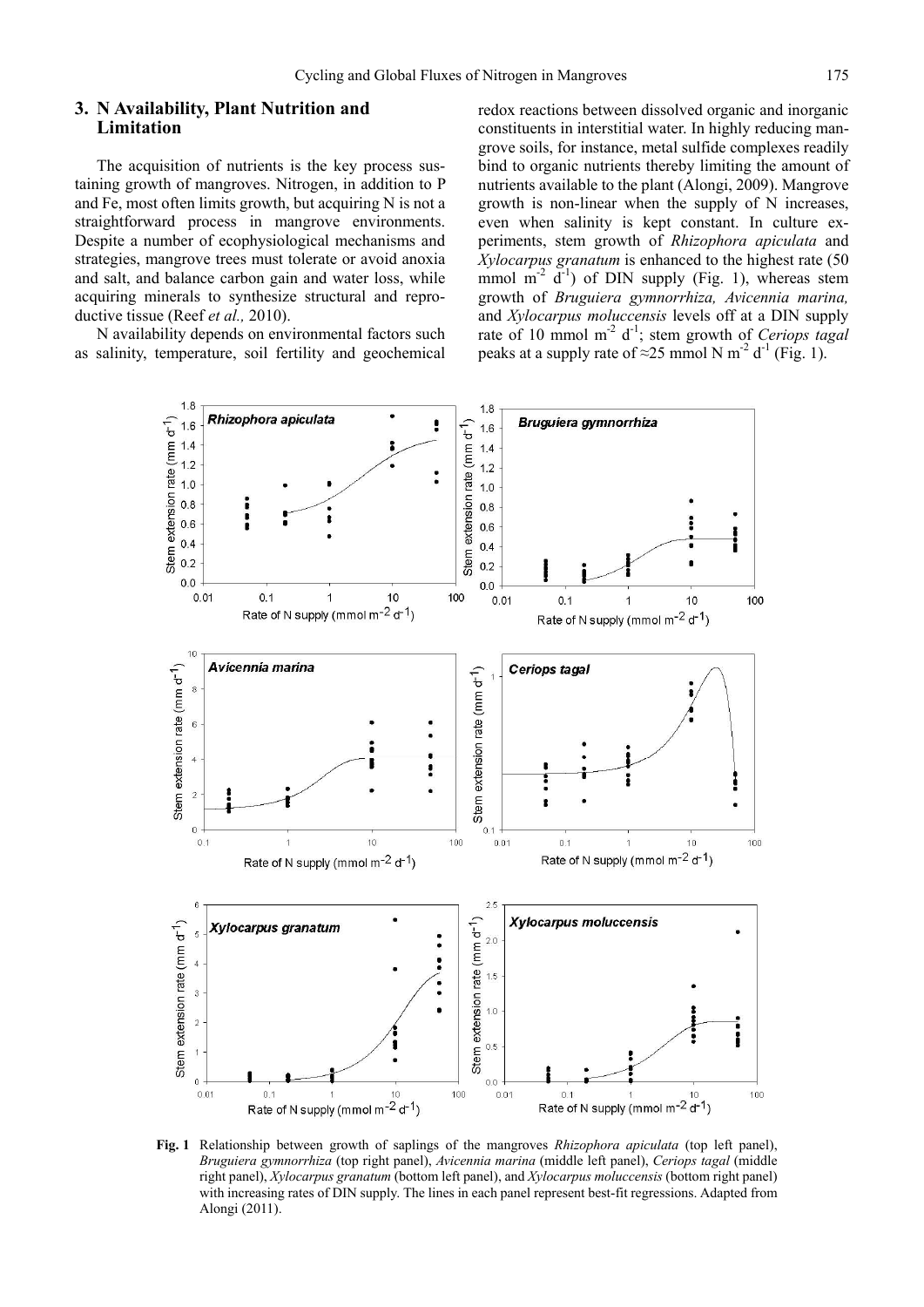## 3. N Availability, Plant Nutrition and Limitation

The acquisition of nutrients is the key process sustaining growth of mangroves. Nitrogen, in addition to P and Fe, most often limits growth, but acquiring N is not a straightforward process in mangrove environments. Despite a number of ecophysiological mechanisms and strategies, mangrove trees must tolerate or avoid anoxia and salt, and balance carbon gain and water loss, while acquiring minerals to synthesize structural and reproductive tissue (Reef *et al.,* 2010).

N availability depends on environmental factors such as salinity, temperature, soil fertility and geochemical redox reactions between dissolved organic and inorganic constituents in interstitial water. In highly reducing mangrove soils, for instance, metal sulfide complexes readily bind to organic nutrients thereby limiting the amount of nutrients available to the plant (Alongi, 2009). Mangrove growth is non-linear when the supply of N increases, even when salinity is kept constant. In culture experiments, stem growth of *Rhizophora apiculata* and *Xylocarpus granatum* is enhanced to the highest rate (50 mmol $m^{-2}$ $d^{-1}$) of DIN supply (Fig. 1), whereas stem growth of *Bruguiera gymnorrhiza, Avicennia marina,* and *Xylocarpus moluccensis* levels off at a DIN supply rate of 10 mmol $m^{-2}$ $d^{-1}$; stem growth of *Ceriops tagal* peaks at a supply rate of ≈25 mmol N $m^{-2}$ $d^{-1}$ (Fig. 1).

**Fig. 1** Relationship between growth of saplings of the mangroves *Rhizophora apiculata* (top left panel), *Bruguiera gymnorrhiza* (top right panel), *Avicennia marina* (middle left panel), *Ceriops tagal* (middle right panel), *Xylocarpus granatum* (bottom left panel), and *Xylocarpus moluccensis* (bottom right panel) with increasing rates of DIN supply. The lines in each panel represent best-fit regressions. Adapted from Alongi (2011).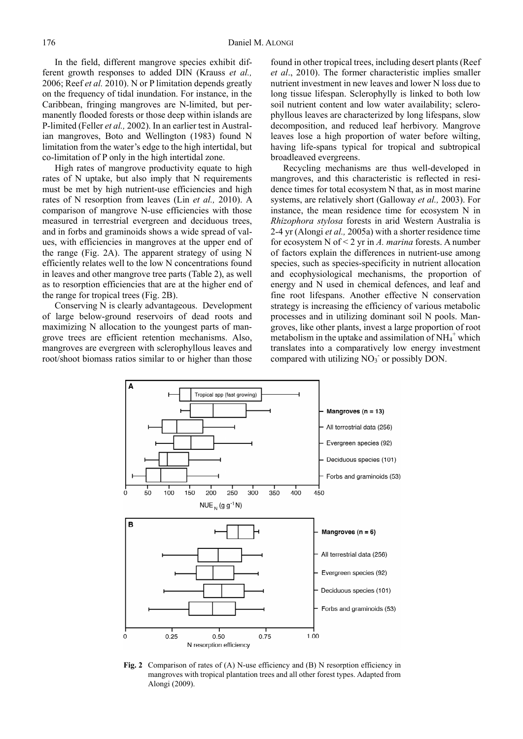In the field, different mangrove species exhibit different growth responses to added DIN (Krauss *et al.,* 2006; Reef *et al.* 2010). N or P limitation depends greatly on the frequency of tidal inundation. For instance, in the Caribbean, fringing mangroves are N-limited, but permanently flooded forests or those deep within islands are P-limited (Feller *et al.,* 2002). In an earlier test in Australian mangroves, Boto and Wellington (1983) found N limitation from the water's edge to the high intertidal, but co-limitation of P only in the high intertidal zone.

High rates of mangrove productivity equate to high rates of N uptake, but also imply that N requirements must be met by high nutrient-use efficiencies and high rates of N resorption from leaves (Lin *et al.,* 2010). A comparison of mangrove N-use efficiencies with those measured in terrestrial evergreen and deciduous trees, and in forbs and graminoids shows a wide spread of values, with efficiencies in mangroves at the upper end of the range (Fig. 2A). The apparent strategy of using N efficiently relates well to the low N concentrations found in leaves and other mangrove tree parts (Table 2), as well as to resorption efficiencies that are at the higher end of the range for tropical trees (Fig. 2B).

Conserving N is clearly advantageous. Development of large below-ground reservoirs of dead roots and maximizing N allocation to the youngest parts of mangrove trees are efficient retention mechanisms. Also, mangroves are evergreen with sclerophyllous leaves and root/shoot biomass ratios similar to or higher than those found in other tropical trees, including desert plants (Reef *et al*., 2010). The former characteristic implies smaller nutrient investment in new leaves and lower N loss due to long tissue lifespan. Sclerophylly is linked to both low soil nutrient content and low water availability; sclerophyllous leaves are characterized by long lifespans, slow decomposition, and reduced leaf herbivory. Mangrove leaves lose a high proportion of water before wilting, having life-spans typical for tropical and subtropical broadleaved evergreens.

Recycling mechanisms are thus well-developed in mangroves, and this characteristic is reflected in residence times for total ecosystem N that, as in most marine systems, are relatively short (Galloway *et al.,* 2003). For instance, the mean residence time for ecosystem N in *Rhizophora stylosa* forests in arid Western Australia is 2-4 yr (Alongi *et al.,* 2005a) with a shorter residence time for ecosystem N of < 2 yr in *A. marina* forests. A number of factors explain the differences in nutrient-use among species, such as species-specificity in nutrient allocation and ecophysiological mechanisms, the proportion of energy and N used in chemical defences, and leaf and fine root lifespans. Another effective N conservation strategy is increasing the efficiency of various metabolic processes and in utilizing dominant soil N pools. Mangroves, like other plants, invest a large proportion of root metabolism in the uptake and assimilation of $NH_4^+$ which translates into a comparatively low energy investment compared with utilizing $NO_3^-$ or possibly DON.

**Fig. 2** Comparison of rates of (A) N-use efficiency and (B) N resorption efficiency in mangroves with tropical plantation trees and all other forest types. Adapted from Alongi (2009).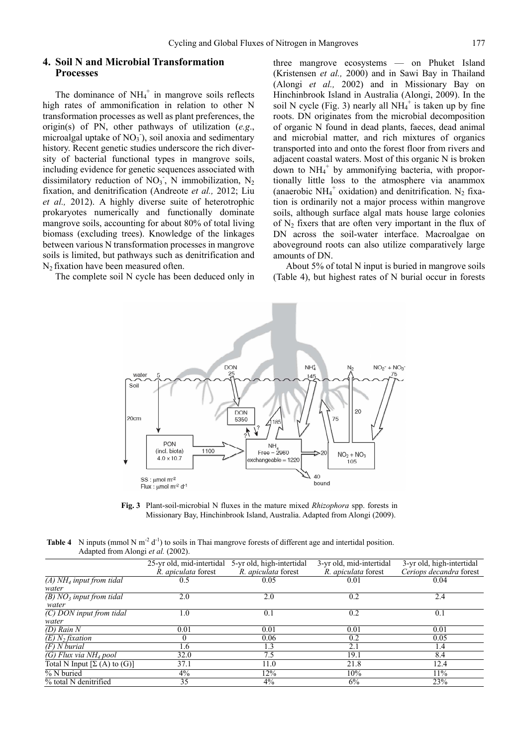## 4. Soil N and Microbial Transformation Processes

The dominance of $NH_4^+$ in mangrove soils reflects high rates of ammonification in relation to other N transformation processes as well as plant preferences, the origin(s) of PN, other pathways of utilization (*e.g*., microalgal uptake of $NO_3^-$), soil anoxia and sedimentary history. Recent genetic studies underscore the rich diversity of bacterial functional types in mangrove soils, including evidence for genetic sequences associated with dissimilatory reduction of $NO_3^-$, N immobilization, $N_2$ fixation, and denitrification (Andreote *et al.,* 2012; Liu *et al.,* 2012). A highly diverse suite of heterotrophic prokaryotes numerically and functionally dominate mangrove soils, accounting for about 80% of total living biomass (excluding trees). Knowledge of the linkages between various N transformation processes in mangrove soils is limited, but pathways such as denitrification and $N_2$ fixation have been measured often.

The complete soil N cycle has been deduced only in three mangrove ecosystems — on Phuket Island (Kristensen *et al.,* 2000) and in Sawi Bay in Thailand (Alongi *et al.,* 2002) and in Missionary Bay on Hinchinbrook Island in Australia (Alongi, 2009). In the soil N cycle (Fig. 3) nearly all $NH_4^+$ is taken up by fine roots. DN originates from the microbial decomposition of organic N found in dead plants, faeces, dead animal and microbial matter, and rich mixtures of organics transported into and onto the forest floor from rivers and adjacent coastal waters. Most of this organic N is broken down to $NH_4^+$ by ammonifying bacteria, with proportionally little loss to the atmosphere via anammox (anaerobic $NH_4^+$ oxidation) and denitrification. $N_2$ fixation is ordinarily not a major process within mangrove soils, although surface algal mats house large colonies of $N_2$ fixers that are often very important in the flux of DN across the soil-water interface. Macroalgae on aboveground roots can also utilize comparatively large amounts of DN.

About 5% of total N input is buried in mangrove soils (Table 4), but highest rates of N burial occur in forests

**Fig. 3** Plant-soil-microbial N fluxes in the mature mixed *Rhizophora* spp. forests in Missionary Bay, Hinchinbrook Island, Australia. Adapted from Alongi (2009).

**Table 4** N inputs (mmol N $m^{-2}$ $d^{-1}$) to soils in Thai mangrove forests of different age and intertidal position. Adapted from Alongi *et al.* (2002).

| | 25-yr old, mid-intertidal *R. apiculata* forest | 5-yr old, high-intertidal *R. apiculata* forest | 3-yr old, mid-intertidal *R. apiculata* forest | 3-yr old, high-intertidal *Ceriops decandra* forest |
|---|---|---|---|---|
| *(A) $NH_4$ input from tidal water* | 0.5 | 0.05 | 0.01 | 0.04 |
| *(B) $NO_3$ input from tidal water* | 2.0 | 2.0 | 0.2 | 2.4 |
| *(C) DON input from tidal water* | 1.0 | 0.1 | 0.2 | 0.1 |
| *(D) Rain N* | 0.01 | 0.01 | 0.01 | 0.01 |
| *(E) $N_2$ fixation* | 0 | 0.06 | 0.2 | 0.05 |
| *(F) N burial* | 1.6 | 1.3 | 2.1 | 1.4 |
| *(G) Flux via $NH_4$ pool* | 32.0 | 7.5 | 19.1 | 8.4 |
| Total N Input [Σ (A) to (G)] | 37.1 | 11.0 | 21.8 | 12.4 |
| % N buried | 4% | 12% | 10% | 11% |
| % total N denitrified | 35 | 4% | 6% | 23% |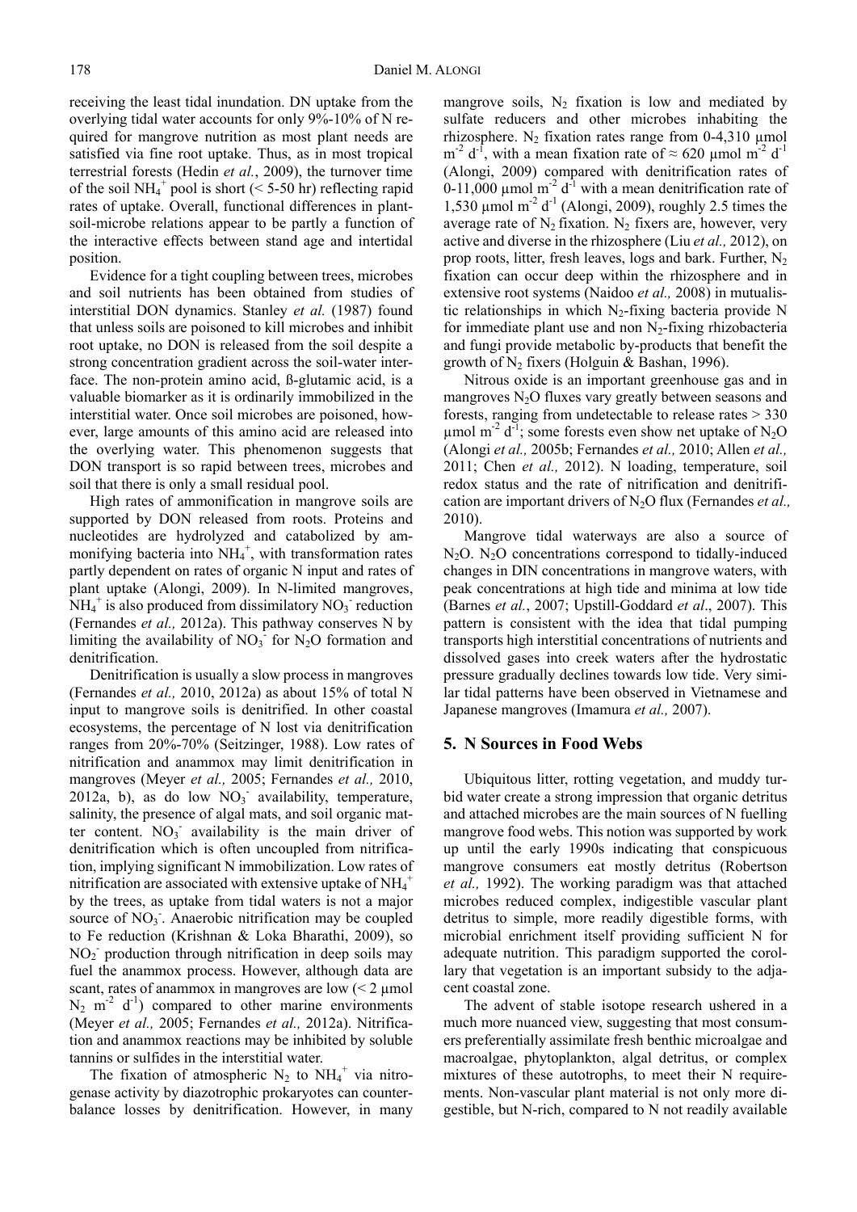receiving the least tidal inundation. DN uptake from the overlying tidal water accounts for only 9%-10% of N required for mangrove nutrition as most plant needs are satisfied via fine root uptake. Thus, as in most tropical terrestrial forests (Hedin *et al.*, 2009), the turnover time of the soil $NH_4^+$ pool is short (< 5-50 hr) reflecting rapid rates of uptake. Overall, functional differences in plant-soil-microbe relations appear to be partly a function of the interactive effects between stand age and intertidal position.

Evidence for a tight coupling between trees, microbes and soil nutrients has been obtained from studies of interstitial DON dynamics. Stanley *et al.* (1987) found that unless soils are poisoned to kill microbes and inhibit root uptake, no DON is released from the soil despite a strong concentration gradient across the soil-water interface. The non-protein amino acid, ß-glutamic acid, is a valuable biomarker as it is ordinarily immobilized in the interstitial water. Once soil microbes are poisoned, however, large amounts of this amino acid are released into the overlying water. This phenomenon suggests that DON transport is so rapid between trees, microbes and soil that there is only a small residual pool.

High rates of ammonification in mangrove soils are supported by DON released from roots. Proteins and nucleotides are hydrolyzed and catabolized by ammonifying bacteria into $NH_4^+$, with transformation rates partly dependent on rates of organic N input and rates of plant uptake (Alongi, 2009). In N-limited mangroves, $NH_4^+$ is also produced from dissimilatory $NO_3^-$ reduction (Fernandes *et al.,* 2012a). This pathway conserves N by limiting the availability of $NO_3^-$ for $N_2O$ formation and denitrification.

Denitrification is usually a slow process in mangroves (Fernandes *et al.,* 2010, 2012a) as about 15% of total N input to mangrove soils is denitrified. In other coastal ecosystems, the percentage of N lost via denitrification ranges from 20%-70% (Seitzinger, 1988). Low rates of nitrification and anammox may limit denitrification in mangroves (Meyer *et al.,* 2005; Fernandes *et al.,* 2010, 2012a, b), as do low $NO_3^-$ availability, temperature, salinity, the presence of algal mats, and soil organic matter content. $NO_3^-$ availability is the main driver of denitrification which is often uncoupled from nitrification, implying significant N immobilization. Low rates of nitrification are associated with extensive uptake of $NH_4^+$ by the trees, as uptake from tidal waters is not a major source of $NO_3^-$. Anaerobic nitrification may be coupled to Fe reduction (Krishnan & Loka Bharathi, 2009), so $NO_2^-$ production through nitrification in deep soils may fuel the anammox process. However, although data are scant, rates of anammox in mangroves are low (< 2 μmol $N_2$ $m^{-2}$ $d^{-1}$) compared to other marine environments (Meyer *et al.,* 2005; Fernandes *et al.,* 2012a). Nitrification and anammox reactions may be inhibited by soluble tannins or sulfides in the interstitial water.

The fixation of atmospheric $N_2$ to $NH_4^+$ via nitrogenase activity by diazotrophic prokaryotes can counterbalance losses by denitrification. However, in many mangrove soils, $N_2$ fixation is low and mediated by sulfate reducers and other microbes inhabiting the rhizosphere. $N_2$ fixation rates range from 0-4,310 μmol $m^{-2}$ $d^{-1}$, with a mean fixation rate of ≈ 620 μmol $m^{-2}$ $d^{-1}$ (Alongi, 2009) compared with denitrification rates of 0-11,000 μmol $m^{-2}$ $d^{-1}$ with a mean denitrification rate of 1,530 μmol $m^{-2}$ $d^{-1}$ (Alongi, 2009), roughly 2.5 times the average rate of $N_2$ fixation. $N_2$ fixers are, however, very active and diverse in the rhizosphere (Liu *et al.,* 2012), on prop roots, litter, fresh leaves, logs and bark. Further, $N_2$ fixation can occur deep within the rhizosphere and in extensive root systems (Naidoo *et al.,* 2008) in mutualistic relationships in which $N_2$-fixing bacteria provide N for immediate plant use and non $N_2$-fixing rhizobacteria and fungi provide metabolic by-products that benefit the growth of $N_2$ fixers (Holguin & Bashan, 1996).

Nitrous oxide is an important greenhouse gas and in mangroves $N_2O$ fluxes vary greatly between seasons and forests, ranging from undetectable to release rates > 330 μmol $m^{-2}$ $d^{-1}$; some forests even show net uptake of $N_2O$ (Alongi *et al.,* 2005b; Fernandes *et al.,* 2010; Allen *et al.,* 2011; Chen *et al.,* 2012). N loading, temperature, soil redox status and the rate of nitrification and denitrification are important drivers of $N_2O$ flux (Fernandes *et al.,* 2010).

Mangrove tidal waterways are also a source of $N_2O$. $N_2O$ concentrations correspond to tidally-induced changes in DIN concentrations in mangrove waters, with peak concentrations at high tide and minima at low tide (Barnes *et al.*, 2007; Upstill-Goddard *et al*., 2007). This pattern is consistent with the idea that tidal pumping transports high interstitial concentrations of nutrients and dissolved gases into creek waters after the hydrostatic pressure gradually declines towards low tide. Very similar tidal patterns have been observed in Vietnamese and Japanese mangroves (Imamura *et al.,* 2007).

## 5. N Sources in Food Webs

Ubiquitous litter, rotting vegetation, and muddy turbid water create a strong impression that organic detritus and attached microbes are the main sources of N fuelling mangrove food webs. This notion was supported by work up until the early 1990s indicating that conspicuous mangrove consumers eat mostly detritus (Robertson *et al.,* 1992). The working paradigm was that attached microbes reduced complex, indigestible vascular plant detritus to simple, more readily digestible forms, with microbial enrichment itself providing sufficient N for adequate nutrition. This paradigm supported the corollary that vegetation is an important subsidy to the adjacent coastal zone.

The advent of stable isotope research ushered in a much more nuanced view, suggesting that most consumers preferentially assimilate fresh benthic microalgae and macroalgae, phytoplankton, algal detritus, or complex mixtures of these autotrophs, to meet their N requirements. Non-vascular plant material is not only more digestible, but N-rich, compared to N not readily available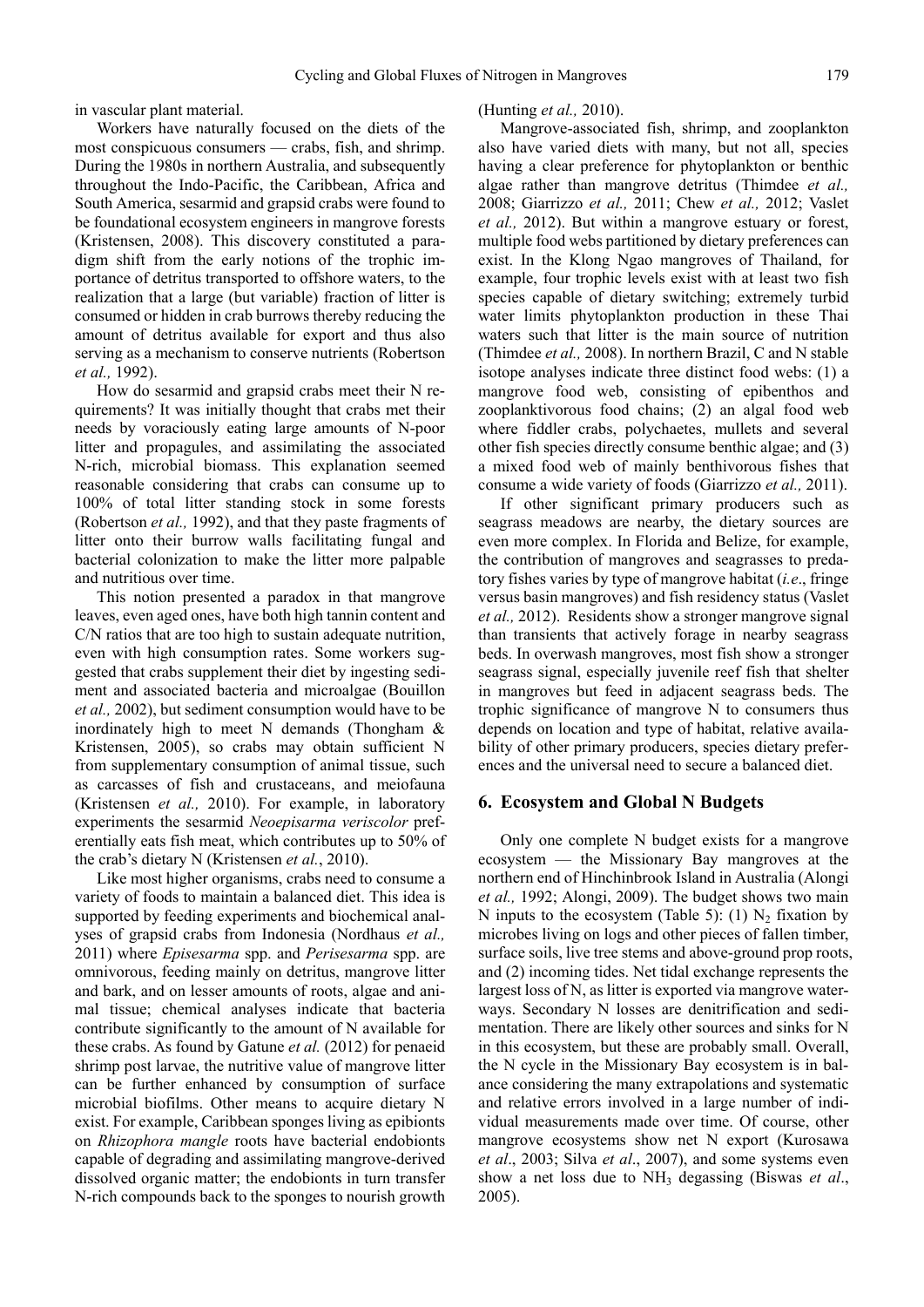in vascular plant material.

Workers have naturally focused on the diets of the most conspicuous consumers — crabs, fish, and shrimp. During the 1980s in northern Australia, and subsequently throughout the Indo-Pacific, the Caribbean, Africa and South America, sesarmid and grapsid crabs were found to be foundational ecosystem engineers in mangrove forests (Kristensen, 2008). This discovery constituted a paradigm shift from the early notions of the trophic importance of detritus transported to offshore waters, to the realization that a large (but variable) fraction of litter is consumed or hidden in crab burrows thereby reducing the amount of detritus available for export and thus also serving as a mechanism to conserve nutrients (Robertson *et al.,* 1992).

How do sesarmid and grapsid crabs meet their N requirements? It was initially thought that crabs met their needs by voraciously eating large amounts of N-poor litter and propagules, and assimilating the associated N-rich, microbial biomass. This explanation seemed reasonable considering that crabs can consume up to 100% of total litter standing stock in some forests (Robertson *et al.,* 1992), and that they paste fragments of litter onto their burrow walls facilitating fungal and bacterial colonization to make the litter more palpable and nutritious over time.

This notion presented a paradox in that mangrove leaves, even aged ones, have both high tannin content and C/N ratios that are too high to sustain adequate nutrition, even with high consumption rates. Some workers suggested that crabs supplement their diet by ingesting sediment and associated bacteria and microalgae (Bouillon *et al.,* 2002), but sediment consumption would have to be inordinately high to meet N demands (Thongham & Kristensen, 2005), so crabs may obtain sufficient N from supplementary consumption of animal tissue, such as carcasses of fish and crustaceans, and meiofauna (Kristensen *et al.,* 2010). For example, in laboratory experiments the sesarmid *Neoepisarma veriscolor* preferentially eats fish meat, which contributes up to 50% of the crab's dietary N (Kristensen *et al.*, 2010).

Like most higher organisms, crabs need to consume a variety of foods to maintain a balanced diet. This idea is supported by feeding experiments and biochemical analyses of grapsid crabs from Indonesia (Nordhaus *et al.,* 2011) where *Episesarma* spp. and *Perisesarma* spp. are omnivorous, feeding mainly on detritus, mangrove litter and bark, and on lesser amounts of roots, algae and animal tissue; chemical analyses indicate that bacteria contribute significantly to the amount of N available for these crabs. As found by Gatune *et al.* (2012) for penaeid shrimp post larvae, the nutritive value of mangrove litter can be further enhanced by consumption of surface microbial biofilms. Other means to acquire dietary N exist. For example, Caribbean sponges living as epibionts on *Rhizophora mangle* roots have bacterial endobionts capable of degrading and assimilating mangrove-derived dissolved organic matter; the endobionts in turn transfer N-rich compounds back to the sponges to nourish growth (Hunting *et al.,* 2010).

Mangrove-associated fish, shrimp, and zooplankton also have varied diets with many, but not all, species having a clear preference for phytoplankton or benthic algae rather than mangrove detritus (Thimdee *et al.,* 2008; Giarrizzo *et al.,* 2011; Chew *et al.,* 2012; Vaslet *et al.,* 2012). But within a mangrove estuary or forest, multiple food webs partitioned by dietary preferences can exist. In the Klong Ngao mangroves of Thailand, for example, four trophic levels exist with at least two fish species capable of dietary switching; extremely turbid water limits phytoplankton production in these Thai waters such that litter is the main source of nutrition (Thimdee *et al.,* 2008). In northern Brazil, C and N stable isotope analyses indicate three distinct food webs: (1) a mangrove food web, consisting of epibenthos and zooplanktivorous food chains; (2) an algal food web where fiddler crabs, polychaetes, mullets and several other fish species directly consume benthic algae; and (3) a mixed food web of mainly benthivorous fishes that consume a wide variety of foods (Giarrizzo *et al.,* 2011).

If other significant primary producers such as seagrass meadows are nearby, the dietary sources are even more complex. In Florida and Belize, for example, the contribution of mangroves and seagrasses to predatory fishes varies by type of mangrove habitat (*i.e*., fringe versus basin mangroves) and fish residency status (Vaslet *et al.,* 2012). Residents show a stronger mangrove signal than transients that actively forage in nearby seagrass beds. In overwash mangroves, most fish show a stronger seagrass signal, especially juvenile reef fish that shelter in mangroves but feed in adjacent seagrass beds. The trophic significance of mangrove N to consumers thus depends on location and type of habitat, relative availability of other primary producers, species dietary preferences and the universal need to secure a balanced diet.

## 6. Ecosystem and Global N Budgets

Only one complete N budget exists for a mangrove ecosystem — the Missionary Bay mangroves at the northern end of Hinchinbrook Island in Australia (Alongi *et al.,* 1992; Alongi, 2009). The budget shows two main N inputs to the ecosystem (Table 5): (1) $N_2$ fixation by microbes living on logs and other pieces of fallen timber, surface soils, live tree stems and above-ground prop roots, and (2) incoming tides. Net tidal exchange represents the largest loss of N, as litter is exported via mangrove waterways. Secondary N losses are denitrification and sedimentation. There are likely other sources and sinks for N in this ecosystem, but these are probably small. Overall, the N cycle in the Missionary Bay ecosystem is in balance considering the many extrapolations and systematic and relative errors involved in a large number of individual measurements made over time. Of course, other mangrove ecosystems show net N export (Kurosawa *et al*., 2003; Silva *et al*., 2007), and some systems even show a net loss due to $NH_3$ degassing (Biswas *et al*., 2005).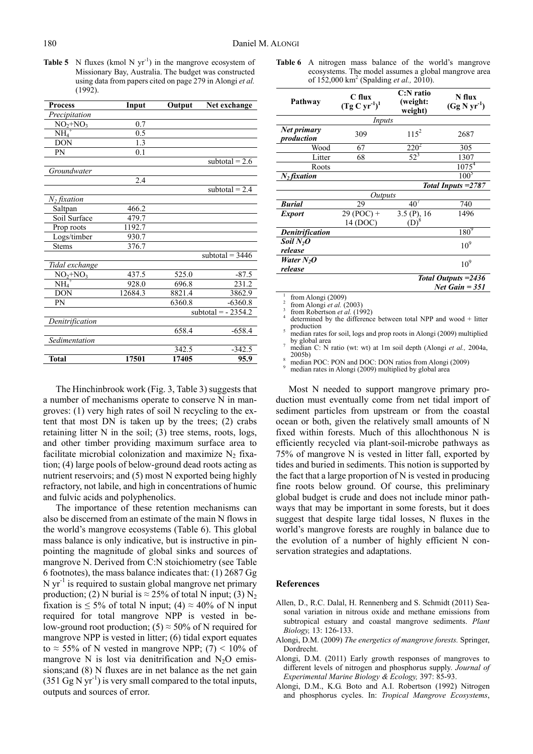**Table 5** N fluxes (kmol N $yr^{-1}$) in the mangrove ecosystem of Missionary Bay, Australia. The budget was constructed using data from papers cited on page 279 in Alongi *et al.* (1992).

| Process | Input | Output | Net exchange |
|---|---|---|---|
| *Precipitation* | | | |
| $NO_2$+$NO_3$ | 0.7 | | |
| $NH_4^+$ | 0.5 | | |
| DON | 1.3 | | |
| PN | 0.1 | | |
| | | | subtotal = 2.6 |
| *Groundwater* | | | |
| | 2.4 | | |
| | | | subtotal = 2.4 |
| *$N_2$ fixation* | | | |
| Saltpan | 466.2 | | |
| Soil Surface | 479.7 | | |
| Prop roots | 1192.7 | | |
| Logs/timber | 930.7 | | |
| Stems | 376.7 | | |
| | | | subtotal = 3446 |
| *Tidal exchange* | | | |
| $NO_2$+$NO_3$ | 437.5 | 525.0 | -87.5 |
| $NH_4^+$ | 928.0 | 696.8 | 231.2 |
| DON | 12684.3 | 8821.4 | 3862.9 |
| PN | | 6360.8 | -6360.8 |
| | | | subtotal = - 2354.2 |
| *Denitrification* | | | |
| | | 658.4 | -658.4 |
| *Sedimentation* | | | |
| | | 342.5 | -342.5 |
| **Total** | **17501** | **17405** | **95.9** |

**Table 6** A nitrogen mass balance of the world's mangrove ecosystems. The model assumes a global mangrove area of 152,000 $km^2$ (Spalding *et al.,* 2010).

| Pathway | C flux (Tg C $yr^{-1}$)[1] | C:N ratio (weight: weight) | N flux (Gg N $yr^{-1}$) |
|---|---|---|---|
| | *Inputs* | | |
| ***Net primary production*** | 309 | 115[2] | 2687 |
| Wood | 67 | 220[2] | 305 |
| Litter | 68 | 52[3] | 1307 |
| Roots | | | 1075[4] |
| ***$N_2$ fixation*** | | | 100[5] |
| | | | ***Total Inputs =2787*** |
| | *Outputs* | | |
| ***Burial*** | 29 | 40[7] | 740 |
| ***Export*** | 29 (POC) + 14 (DOC) | 3.5 (P), 16 (D)[8] | 1496 |
| ***Denitrification*** | | | 180[9] |
| ***Soil $N_2O$ release*** | | | 10[9] |
| ***Water $N_2O$ release*** | | | 10[9] |
| | | | ***Total Outputs =2436*** |
| | | | ***Net Gain = 351*** |

[1] from Alongi (2009)
[2] from Alongi *et al.* (2003)
[3] from Robertson *et al.* (1992)
[4] determined by the difference between total NPP and wood + litter production
[5] median rates for soil, logs and prop roots in Alongi (2009) multiplied by global area
[7] median C: N ratio (wt: wt) at 1m soil depth (Alongi *et al.,* 2004a, 2005b)
[8] median POC: PON and DOC: DON ratios from Alongi (2009)
[9] median rates in Alongi (2009) multiplied by global area

The Hinchinbrook work (Fig. 3, Table 3) suggests that a number of mechanisms operate to conserve N in mangroves: (1) very high rates of soil N recycling to the extent that most DN is taken up by the trees; (2) crabs retaining litter N in the soil; (3) tree stems, roots, logs, and other timber providing maximum surface area to facilitate microbial colonization and maximize $N_2$ fixation; (4) large pools of below-ground dead roots acting as nutrient reservoirs; and (5) most N exported being highly refractory, not labile, and high in concentrations of humic and fulvic acids and polyphenolics.

The importance of these retention mechanisms can also be discerned from an estimate of the main N flows in the world's mangrove ecosystems (Table 6). This global mass balance is only indicative, but is instructive in pinpointing the magnitude of global sinks and sources of mangrove N. Derived from C:N stoichiometry (see Table 6 footnotes), the mass balance indicates that: (1) 2687 Gg N $yr^{-1}$ is required to sustain global mangrove net primary production; (2) N burial is ≈ 25% of total N input; (3) $N_2$ fixation is ≤ 5% of total N input; (4) ≈ 40% of N input required for total mangrove NPP is vested in below-ground root production; (5) ≈ 50% of N required for mangrove NPP is vested in litter; (6) tidal export equates to ≈ 55% of N vested in mangrove NPP; (7) < 10% of mangrove N is lost via denitrification and $N_2O$ emissions;and (8) N fluxes are in net balance as the net gain (351 Gg N $yr^{-1}$) is very small compared to the total inputs, outputs and sources of error.

Most N needed to support mangrove primary production must eventually come from net tidal import of sediment particles from upstream or from the coastal ocean or both, given the relatively small amounts of N fixed within forests. Much of this allochthonous N is efficiently recycled via plant-soil-microbe pathways as 75% of mangrove N is vested in litter fall, exported by tides and buried in sediments. This notion is supported by the fact that a large proportion of N is vested in producing fine roots below ground. Of course, this preliminary global budget is crude and does not include minor pathways that may be important in some forests, but it does suggest that despite large tidal losses, N fluxes in the world's mangrove forests are roughly in balance due to the evolution of a number of highly efficient N conservation strategies and adaptations.

## References

Allen, D., R.C. Dalal, H. Rennenberg and S. Schmidt (2011) Seasonal variation in nitrous oxide and methane emissions from subtropical estuary and coastal mangrove sediments. *Plant Biology,* 13: 126-133.

Alongi, D.M. (2009) *The energetics of mangrove forests.* Springer, Dordrecht.

Alongi, D.M. (2011) Early growth responses of mangroves to different levels of nitrogen and phosphorus supply. *Journal of Experimental Marine Biology & Ecology,* 397: 85-93.

Alongi, D.M., K.G. Boto and A.I. Robertson (1992) Nitrogen and phosphorus cycles. In: *Tropical Mangrove Ecosystems*,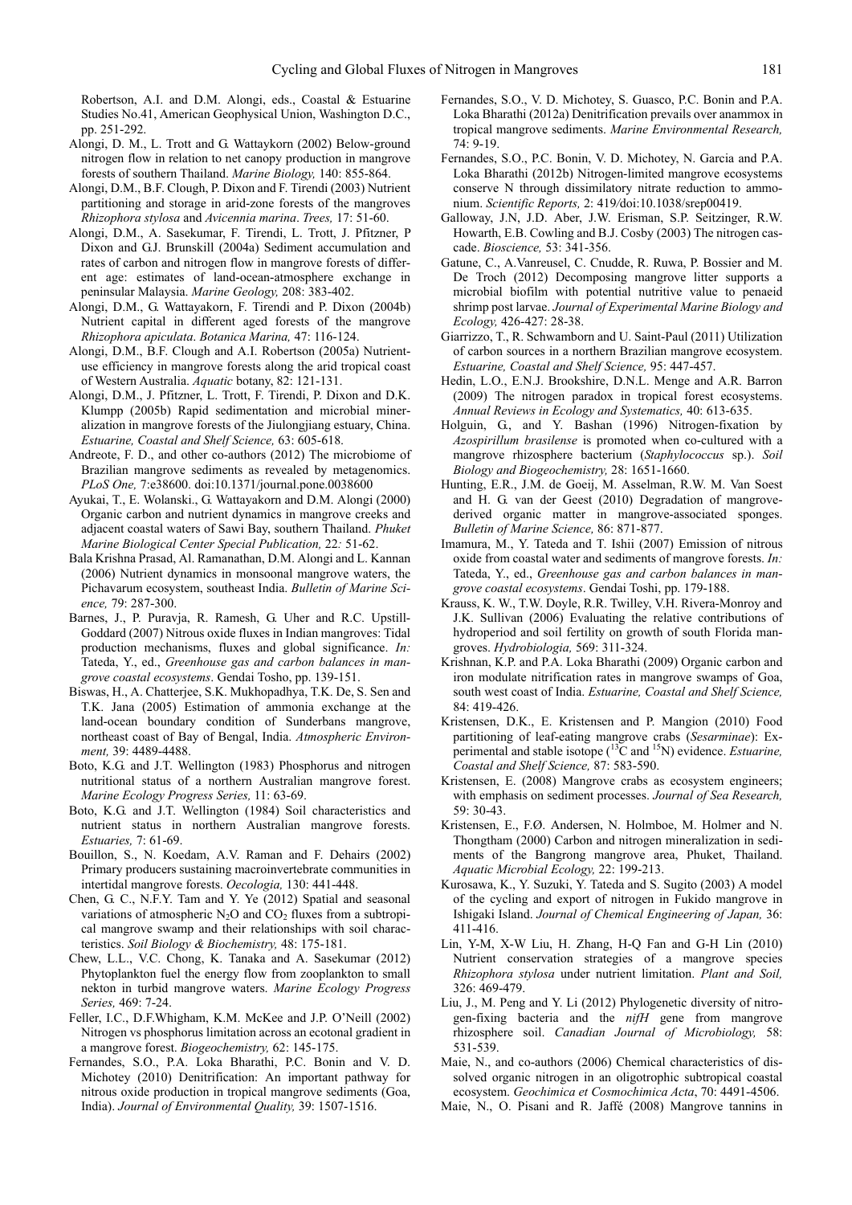Robertson, A.I. and D.M. Alongi, eds., Coastal & Estuarine Studies No.41, American Geophysical Union, Washington D.C., pp. 251-292.

Alongi, D. M., L. Trott and G. Wattaykorn (2002) Below-ground nitrogen flow in relation to net canopy production in mangrove forests of southern Thailand. *Marine Biology,* 140: 855-864.

Alongi, D.M., B.F. Clough, P. Dixon and F. Tirendi (2003) Nutrient partitioning and storage in arid-zone forests of the mangroves *Rhizophora stylosa* and *Avicennia marina*. *Trees,* 17: 51-60.

Alongi, D.M., A. Sasekumar, F. Tirendi, L. Trott, J. Pfitzner, P Dixon and G.J. Brunskill (2004a) Sediment accumulation and rates of carbon and nitrogen flow in mangrove forests of different age: estimates of land-ocean-atmosphere exchange in peninsular Malaysia. *Marine Geology,* 208: 383-402.

Alongi, D.M., G. Wattayakorn, F. Tirendi and P. Dixon (2004b) Nutrient capital in different aged forests of the mangrove *Rhizophora apiculata*. *Botanica Marina,* 47: 116-124.

Alongi, D.M., B.F. Clough and A.I. Robertson (2005a) Nutrient-use efficiency in mangrove forests along the arid tropical coast of Western Australia. *Aquatic* botany, 82: 121-131.

Alongi, D.M., J. Pfitzner, L. Trott, F. Tirendi, P. Dixon and D.K. Klumpp (2005b) Rapid sedimentation and microbial mineralization in mangrove forests of the Jiulongjiang estuary, China. *Estuarine, Coastal and Shelf Science,* 63: 605-618.

Andreote, F. D., and other co-authors (2012) The microbiome of Brazilian mangrove sediments as revealed by metagenomics. *PLoS One,* 7:e38600. doi:10.1371/journal.pone.0038600

Ayukai, T., E. Wolanski., G. Wattayakorn and D.M. Alongi (2000) Organic carbon and nutrient dynamics in mangrove creeks and adjacent coastal waters of Sawi Bay, southern Thailand. *Phuket Marine Biological Center Special Publication,* 22*:* 51-62.

Bala Krishna Prasad, Al. Ramanathan, D.M. Alongi and L. Kannan (2006) Nutrient dynamics in monsoonal mangrove waters, the Pichavarum ecosystem, southeast India. *Bulletin of Marine Science,* 79: 287-300.

Barnes, J., P. Puravja, R. Ramesh, G. Uher and R.C. Upstill-Goddard (2007) Nitrous oxide fluxes in Indian mangroves: Tidal production mechanisms, fluxes and global significance. *In:* Tateda, Y., ed., *Greenhouse gas and carbon balances in mangrove coastal ecosystems*. Gendai Tosho, pp. 139-151.

Biswas, H., A. Chatterjee, S.K. Mukhopadhya, T.K. De, S. Sen and T.K. Jana (2005) Estimation of ammonia exchange at the land-ocean boundary condition of Sunderbans mangrove, northeast coast of Bay of Bengal, India. *Atmospheric Environment,* 39: 4489-4488.

Boto, K.G. and J.T. Wellington (1983) Phosphorus and nitrogen nutritional status of a northern Australian mangrove forest. *Marine Ecology Progress Series,* 11: 63-69.

Boto, K.G. and J.T. Wellington (1984) Soil characteristics and nutrient status in northern Australian mangrove forests. *Estuaries,* 7: 61-69.

Bouillon, S., N. Koedam, A.V. Raman and F. Dehairs (2002) Primary producers sustaining macroinvertebrate communities in intertidal mangrove forests. *Oecologia,* 130: 441-448.

Chen, G. C., N.F.Y. Tam and Y. Ye (2012) Spatial and seasonal variations of atmospheric $N_2O$ and $CO_2$ fluxes from a subtropical mangrove swamp and their relationships with soil characteristics. *Soil Biology & Biochemistry,* 48: 175-181.

Chew, L.L., V.C. Chong, K. Tanaka and A. Sasekumar (2012) Phytoplankton fuel the energy flow from zooplankton to small nekton in turbid mangrove waters. *Marine Ecology Progress Series,* 469: 7-24.

Feller, I.C., D.F.Whigham, K.M. McKee and J.P. O'Neill (2002) Nitrogen vs phosphorus limitation across an ecotonal gradient in a mangrove forest. *Biogeochemistry,* 62: 145-175.

Fernandes, S.O., P.A. Loka Bharathi, P.C. Bonin and V. D. Michotey (2010) Denitrification: An important pathway for nitrous oxide production in tropical mangrove sediments (Goa, India). *Journal of Environmental Quality,* 39: 1507-1516.

Fernandes, S.O., V. D. Michotey, S. Guasco, P.C. Bonin and P.A. Loka Bharathi (2012a) Denitrification prevails over anammox in tropical mangrove sediments. *Marine Environmental Research,* 74: 9-19.

Fernandes, S.O., P.C. Bonin, V. D. Michotey, N. Garcia and P.A. Loka Bharathi (2012b) Nitrogen-limited mangrove ecosystems conserve N through dissimilatory nitrate reduction to ammonium. *Scientific Reports,* 2: 419/doi:10.1038/srep00419.

Galloway, J.N, J.D. Aber, J.W. Erisman, S.P. Seitzinger, R.W. Howarth, E.B. Cowling and B.J. Cosby (2003) The nitrogen cascade. *Bioscience,* 53: 341-356.

Gatune, C., A.Vanreusel, C. Cnudde, R. Ruwa, P. Bossier and M. De Troch (2012) Decomposing mangrove litter supports a microbial biofilm with potential nutritive value to penaeid shrimp post larvae. *Journal of Experimental Marine Biology and Ecology,* 426-427: 28-38.

Giarrizzo, T., R. Schwamborn and U. Saint-Paul (2011) Utilization of carbon sources in a northern Brazilian mangrove ecosystem. *Estuarine, Coastal and Shelf Science,* 95: 447-457.

Hedin, L.O., E.N.J. Brookshire, D.N.L. Menge and A.R. Barron (2009) The nitrogen paradox in tropical forest ecosystems. *Annual Reviews in Ecology and Systematics,* 40: 613-635.

Holguin, G., and Y. Bashan (1996) Nitrogen-fixation by *Azospirillum brasilense* is promoted when co-cultured with a mangrove rhizosphere bacterium (*Staphylococcus* sp.). *Soil Biology and Biogeochemistry,* 28: 1651-1660.

Hunting, E.R., J.M. de Goeij, M. Asselman, R.W. M. Van Soest and H. G. van der Geest (2010) Degradation of mangrove-derived organic matter in mangrove-associated sponges. *Bulletin of Marine Science,* 86: 871-877.

Imamura, M., Y. Tateda and T. Ishii (2007) Emission of nitrous oxide from coastal water and sediments of mangrove forests. *In:* Tateda, Y., ed., *Greenhouse gas and carbon balances in mangrove coastal ecosystems*. Gendai Toshi, pp. 179-188.

Krauss, K. W., T.W. Doyle, R.R. Twilley, V.H. Rivera-Monroy and J.K. Sullivan (2006) Evaluating the relative contributions of hydroperiod and soil fertility on growth of south Florida mangroves. *Hydrobiologia,* 569: 311-324.

Krishnan, K.P. and P.A. Loka Bharathi (2009) Organic carbon and iron modulate nitrification rates in mangrove swamps of Goa, south west coast of India. *Estuarine, Coastal and Shelf Science,* 84: 419-426.

Kristensen, D.K., E. Kristensen and P. Mangion (2010) Food partitioning of leaf-eating mangrove crabs (*Sesarminae*): Experimental and stable isotope ($^{13}C$ and $^{15}N$) evidence. *Estuarine, Coastal and Shelf Science,* 87: 583-590.

Kristensen, E. (2008) Mangrove crabs as ecosystem engineers; with emphasis on sediment processes. *Journal of Sea Research,* 59: 30-43.

Kristensen, E., F.Ø. Andersen, N. Holmboe, M. Holmer and N. Thongtham (2000) Carbon and nitrogen mineralization in sediments of the Bangrong mangrove area, Phuket, Thailand. *Aquatic Microbial Ecology,* 22: 199-213.

Kurosawa, K., Y. Suzuki, Y. Tateda and S. Sugito (2003) A model of the cycling and export of nitrogen in Fukido mangrove in Ishigaki Island. *Journal of Chemical Engineering of Japan,* 36: 411-416.

Lin, Y-M, X-W Liu, H. Zhang, H-Q Fan and G-H Lin (2010) Nutrient conservation strategies of a mangrove species *Rhizophora stylosa* under nutrient limitation. *Plant and Soil,* 326: 469-479.

Liu, J., M. Peng and Y. Li (2012) Phylogenetic diversity of nitrogen-fixing bacteria and the *nifH* gene from mangrove rhizosphere soil. *Canadian Journal of Microbiology,* 58: 531-539.

Maie, N., and co-authors (2006) Chemical characteristics of dissolved organic nitrogen in an oligotrophic subtropical coastal ecosystem. *Geochimica et Cosmochimica Acta*, 70: 4491-4506.

Maie, N., O. Pisani and R. Jaffé (2008) Mangrove tannins in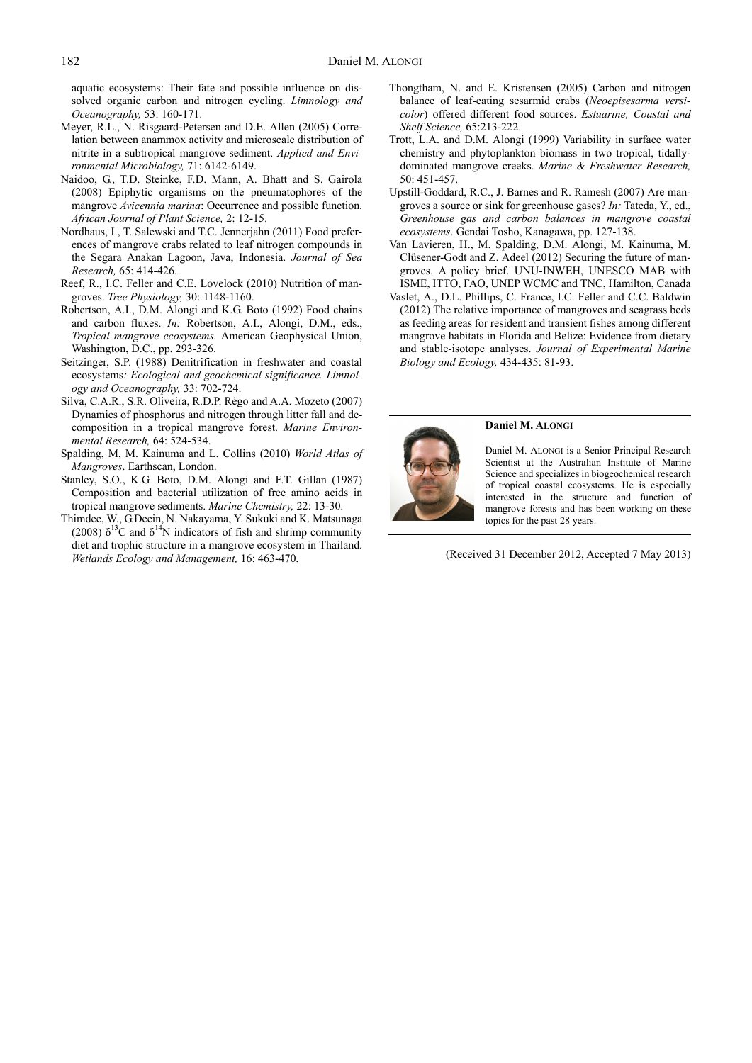aquatic ecosystems: Their fate and possible influence on dissolved organic carbon and nitrogen cycling. *Limnology and Oceanography,* 53: 160-171.

Meyer, R.L., N. Risgaard-Petersen and D.E. Allen (2005) Correlation between anammox activity and microscale distribution of nitrite in a subtropical mangrove sediment. *Applied and Environmental Microbiology,* 71: 6142-6149.

Naidoo, G., T.D. Steinke, F.D. Mann, A. Bhatt and S. Gairola (2008) Epiphytic organisms on the pneumatophores of the mangrove *Avicennia marina*: Occurrence and possible function. *African Journal of Plant Science,* 2: 12-15.

Nordhaus, I., T. Salewski and T.C. Jennerjahn (2011) Food preferences of mangrove crabs related to leaf nitrogen compounds in the Segara Anakan Lagoon, Java, Indonesia. *Journal of Sea Research,* 65: 414-426.

Reef, R., I.C. Feller and C.E. Lovelock (2010) Nutrition of mangroves. *Tree Physiology,* 30: 1148-1160.

Robertson, A.I., D.M. Alongi and K.G. Boto (1992) Food chains and carbon fluxes. *In:* Robertson, A.I., Alongi, D.M., eds., *Tropical mangrove ecosystems.* American Geophysical Union, Washington, D.C., pp. 293-326.

Seitzinger, S.P. (1988) Denitrification in freshwater and coastal ecosystems*: Ecological and geochemical significance. Limnology and Oceanography,* 33: 702-724.

Silva, C.A.R., S.R. Oliveira, R.D.P. Rêgo and A.A. Mozeto (2007) Dynamics of phosphorus and nitrogen through litter fall and decomposition in a tropical mangrove forest. *Marine Environmental Research,* 64: 524-534.

Spalding, M, M. Kainuma and L. Collins (2010) *World Atlas of Mangroves*. Earthscan, London.

Stanley, S.O., K.G. Boto, D.M. Alongi and F.T. Gillan (1987) Composition and bacterial utilization of free amino acids in tropical mangrove sediments. *Marine Chemistry,* 22: 13-30.

Thimdee, W., G.Deein, N. Nakayama, Y. Sukuki and K. Matsunaga (2008) $\delta^{13}$C and $\delta^{14}$N indicators of fish and shrimp community diet and trophic structure in a mangrove ecosystem in Thailand. *Wetlands Ecology and Management,* 16: 463-470.

Thongtham, N. and E. Kristensen (2005) Carbon and nitrogen balance of leaf-eating sesarmid crabs (*Neoepisesarma versicolor*) offered different food sources. *Estuarine, Coastal and Shelf Science,* 65:213-222.

Trott, L.A. and D.M. Alongi (1999) Variability in surface water chemistry and phytoplankton biomass in two tropical, tidally-dominated mangrove creeks. *Marine & Freshwater Research,* 50: 451-457.

Upstill-Goddard, R.C., J. Barnes and R. Ramesh (2007) Are mangroves a source or sink for greenhouse gases? *In:* Tateda, Y., ed., *Greenhouse gas and carbon balances in mangrove coastal ecosystems*. Gendai Tosho, Kanagawa, pp. 127-138.

Van Lavieren, H., M. Spalding, D.M. Alongi, M. Kainuma, M. Clűsener-Godt and Z. Adeel (2012) Securing the future of mangroves. A policy brief. UNU-INWEH, UNESCO MAB with ISME, ITTO, FAO, UNEP WCMC and TNC, Hamilton, Canada

Vaslet, A., D.L. Phillips, C. France, I.C. Feller and C.C. Baldwin (2012) The relative importance of mangroves and seagrass beds as feeding areas for resident and transient fishes among different mangrove habitats in Florida and Belize: Evidence from dietary and stable-isotope analyses. *Journal of Experimental Marine Biology and Ecology,* 434-435: 81-93.

**Daniel M. ALONGI**

Daniel M. ALONGI is a Senior Principal Research Scientist at the Australian Institute of Marine Science and specializes in biogeochemical research of tropical coastal ecosystems. He is especially interested in the structure and function of mangrove forests and has been working on these topics for the past 28 years.

(Received 31 December 2012, Accepted 7 May 2013)